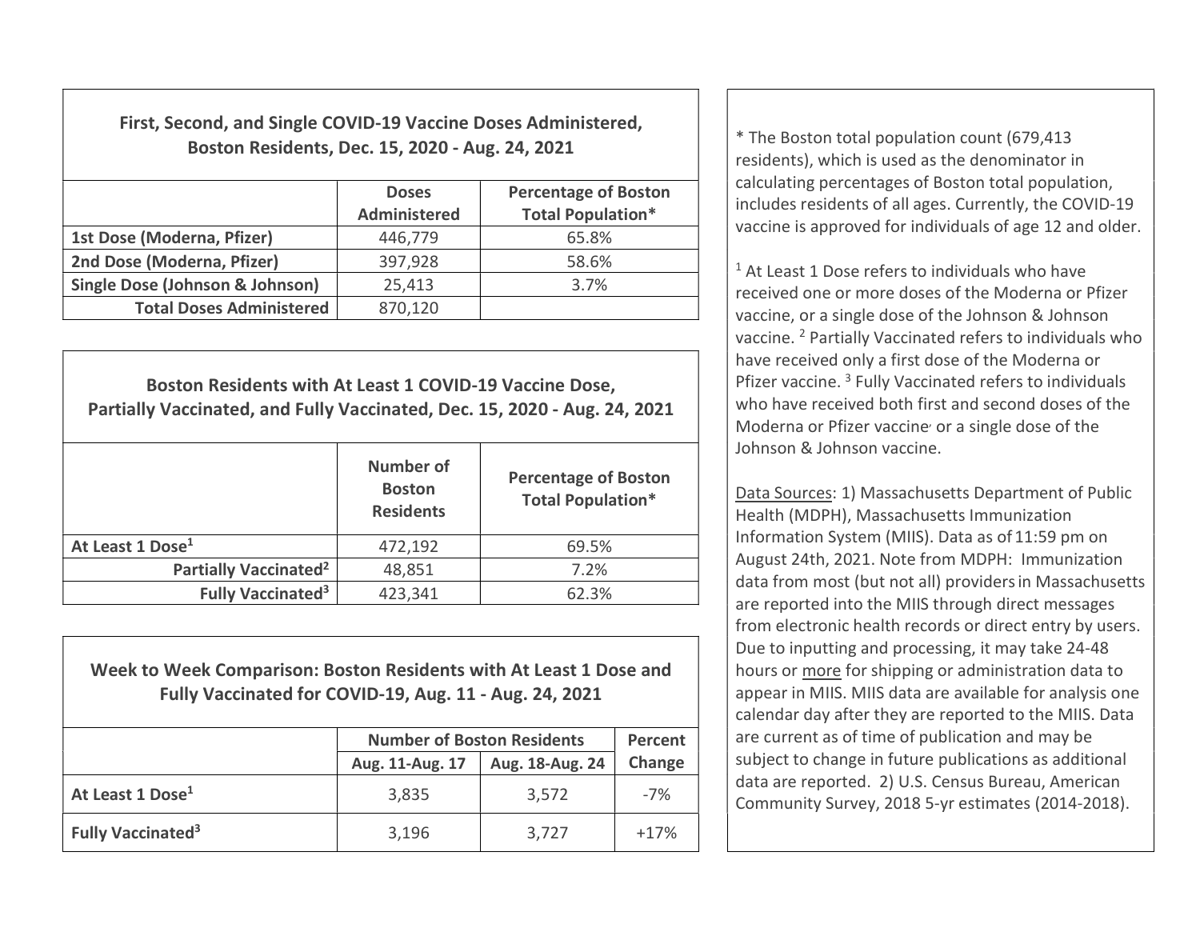| First, Second, and Single COVID-19 Vaccine Doses Administered, Boston Residents, Dec. 15, 2020 - Aug. 24, 2021 | | |
|---|---|---|
| | **Doses Administered** | **Percentage of Boston Total Population*** |
| **1st Dose (Moderna, Pfizer)** | 446,779 | 65.8% |
| **2nd Dose (Moderna, Pfizer)** | 397,928 | 58.6% |
| **Single Dose (Johnson & Johnson)** | 25,413 | 3.7% |
| **Total Doses Administered** | 870,120 | |

| Boston Residents with At Least 1 COVID-19 Vaccine Dose, Partially Vaccinated, and Fully Vaccinated, Dec. 15, 2020 - Aug. 24, 2021 | | |
|---|---|---|
| | **Number of Boston Residents** | **Percentage of Boston Total Population*** |
| **At Least 1 Dose[1]** | 472,192 | 69.5% |
| **Partially Vaccinated[2]** | 48,851 | 7.2% |
| **Fully Vaccinated[3]** | 423,341 | 62.3% |

| Week to Week Comparison: Boston Residents with At Least 1 Dose and Fully Vaccinated for COVID-19, Aug. 11 - Aug. 24, 2021 | | | |
|---|---|---|---|
| | **Number of Boston Residents** | | **Percent Change** |
| | **Aug. 11-Aug. 17** | **Aug. 18-Aug. 24** | |
| **At Least 1 Dose[1]** | 3,835 | 3,572 | -7% |
| **Fully Vaccinated[3]** | 3,196 | 3,727 | +17% |

* The Boston total population count (679,413 residents), which is used as the denominator in calculating percentages of Boston total population, includes residents of all ages. Currently, the COVID-19 vaccine is approved for individuals of age 12 and older.

[1] At Least 1 Dose refers to individuals who have received one or more doses of the Moderna or Pfizer vaccine, or a single dose of the Johnson & Johnson vaccine. [2] Partially Vaccinated refers to individuals who have received only a first dose of the Moderna or Pfizer vaccine. [3] Fully Vaccinated refers to individuals who have received both first and second doses of the Moderna or Pfizer vaccine, or a single dose of the Johnson & Johnson vaccine.

Data Sources: 1) Massachusetts Department of Public Health (MDPH), Massachusetts Immunization Information System (MIIS). Data as of 11:59 pm on August 24th, 2021. Note from MDPH: Immunization data from most (but not all) providers in Massachusetts are reported into the MIIS through direct messages from electronic health records or direct entry by users. Due to inputting and processing, it may take 24-48 hours or more for shipping or administration data to appear in MIIS. MIIS data are available for analysis one calendar day after they are reported to the MIIS. Data are current as of time of publication and may be subject to change in future publications as additional data are reported. 2) U.S. Census Bureau, American Community Survey, 2018 5-yr estimates (2014-2018).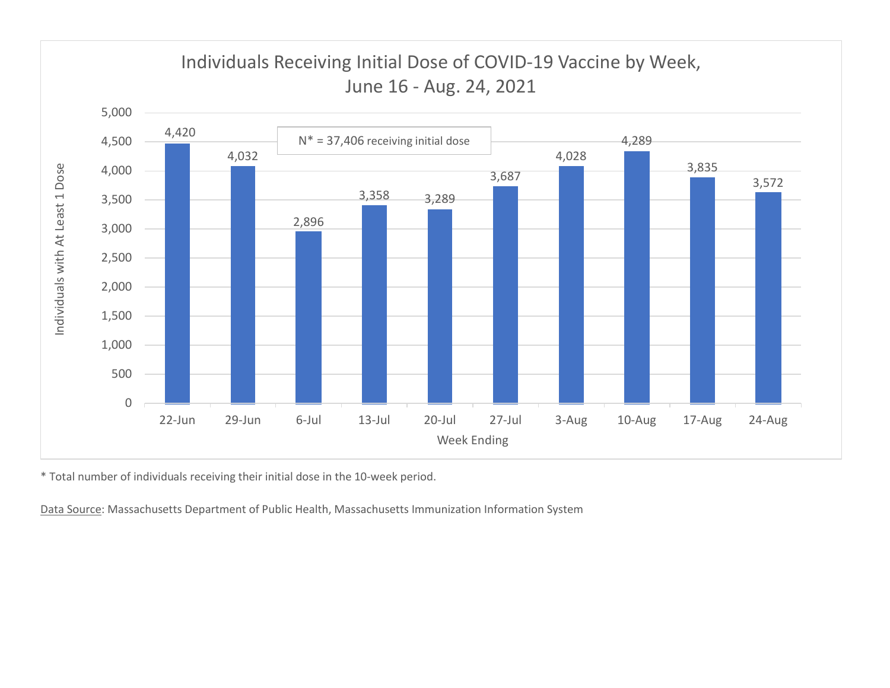## Individuals Receiving Initial Dose of COVID-19 Vaccine by Week, June 16 - Aug. 24, 2021

N* = 37,406 receiving initial dose

| Week Ending | Individuals with At Least 1 Dose |
|---|---|
| 22-Jun | 4,420 |
| 29-Jun | 4,032 |
| 6-Jul | 2,896 |
| 13-Jul | 3,358 |
| 20-Jul | 3,289 |
| 27-Jul | 3,687 |
| 3-Aug | 4,028 |
| 10-Aug | 4,289 |
| 17-Aug | 3,835 |
| 24-Aug | 3,572 |

* Total number of individuals receiving their initial dose in the 10-week period.

Data Source: Massachusetts Department of Public Health, Massachusetts Immunization Information System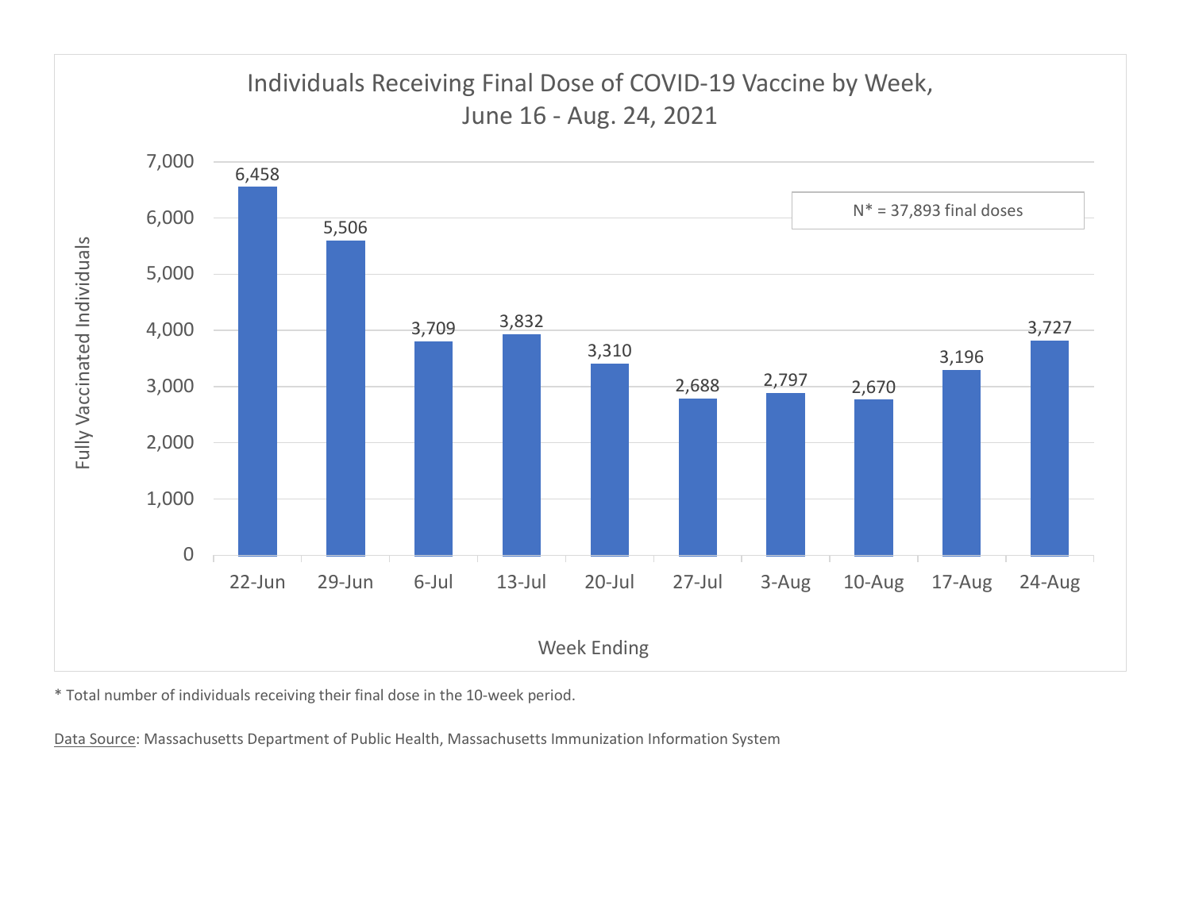## Individuals Receiving Final Dose of COVID-19 Vaccine by Week, June 16 - Aug. 24, 2021

N* = 37,893 final doses

| Week Ending | Fully Vaccinated Individuals |
|---|---|
| 22-Jun | 6,458 |
| 29-Jun | 5,506 |
| 6-Jul | 3,709 |
| 13-Jul | 3,832 |
| 20-Jul | 3,310 |
| 27-Jul | 2,688 |
| 3-Aug | 2,797 |
| 10-Aug | 2,670 |
| 17-Aug | 3,196 |
| 24-Aug | 3,727 |

* Total number of individuals receiving their final dose in the 10-week period.

Data Source: Massachusetts Department of Public Health, Massachusetts Immunization Information System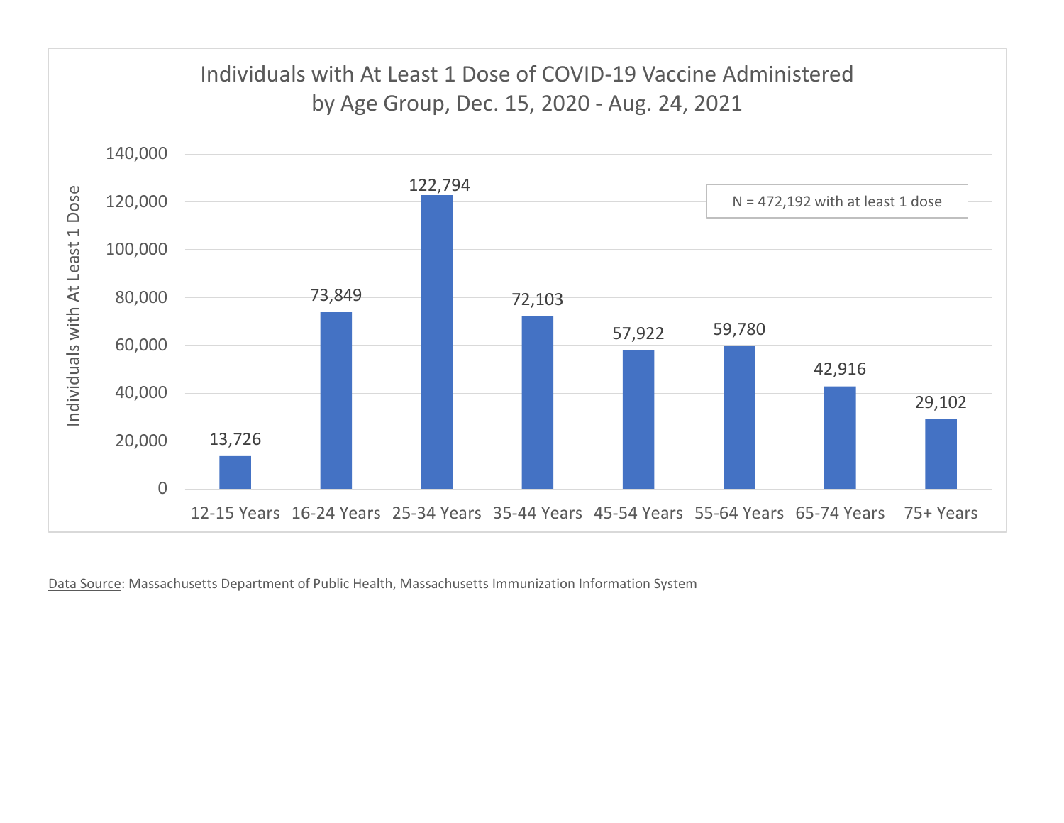## Individuals with At Least 1 Dose of COVID-19 Vaccine Administered by Age Group, Dec. 15, 2020 - Aug. 24, 2021

N = 472,192 with at least 1 dose

| Age Group | Individuals with At Least 1 Dose |
| --- | --- |
| 12-15 Years | 13,726 |
| 16-24 Years | 73,849 |
| 25-34 Years | 122,794 |
| 35-44 Years | 72,103 |
| 45-54 Years | 57,922 |
| 55-64 Years | 59,780 |
| 65-74 Years | 42,916 |
| 75+ Years | 29,102 |

Data Source: Massachusetts Department of Public Health, Massachusetts Immunization Information System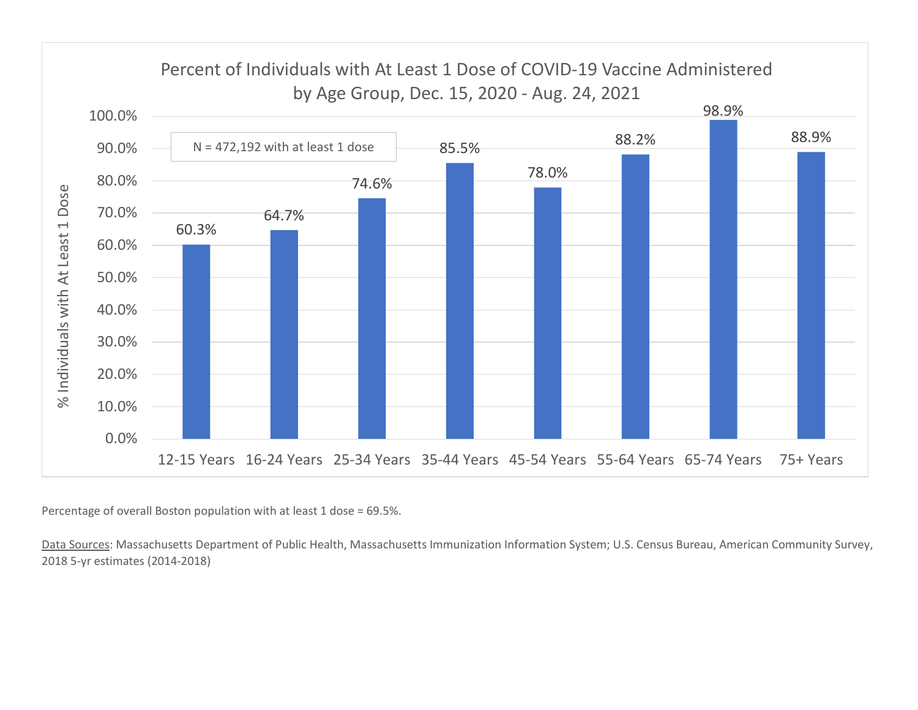## Percent of Individuals with At Least 1 Dose of COVID-19 Vaccine Administered by Age Group, Dec. 15, 2020 - Aug. 24, 2021

N = 472,192 with at least 1 dose

| Age Group | % Individuals with At Least 1 Dose |
| --- | --- |
| 12-15 Years | 60.3% |
| 16-24 Years | 64.7% |
| 25-34 Years | 74.6% |
| 35-44 Years | 85.5% |
| 45-54 Years | 78.0% |
| 55-64 Years | 88.2% |
| 65-74 Years | 98.9% |
| 75+ Years | 88.9% |

Percentage of overall Boston population with at least 1 dose = 69.5%.

Data Sources: Massachusetts Department of Public Health, Massachusetts Immunization Information System; U.S. Census Bureau, American Community Survey, 2018 5-yr estimates (2014-2018)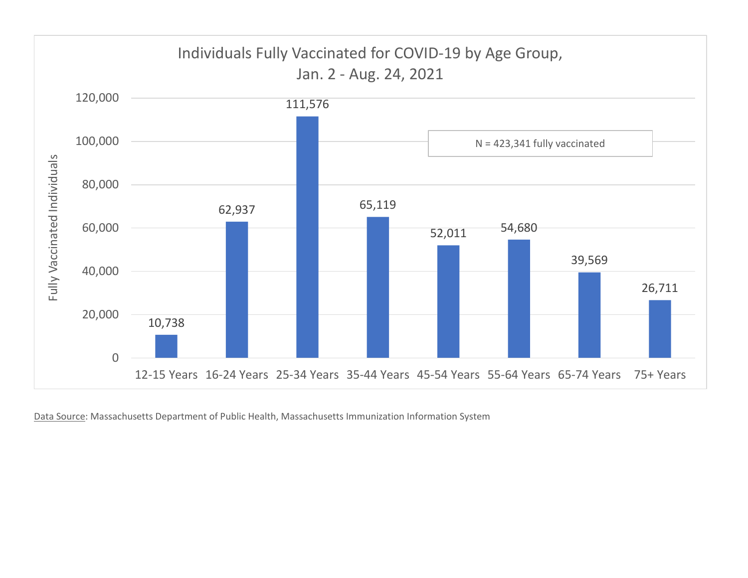## Individuals Fully Vaccinated for COVID-19 by Age Group, Jan. 2 - Aug. 24, 2021

N = 423,341 fully vaccinated

| Age Group | Fully Vaccinated Individuals |
|---|---|
| 12-15 Years | 10,738 |
| 16-24 Years | 62,937 |
| 25-34 Years | 111,576 |
| 35-44 Years | 65,119 |
| 45-54 Years | 52,011 |
| 55-64 Years | 54,680 |
| 65-74 Years | 39,569 |
| 75+ Years | 26,711 |

Data Source: Massachusetts Department of Public Health, Massachusetts Immunization Information System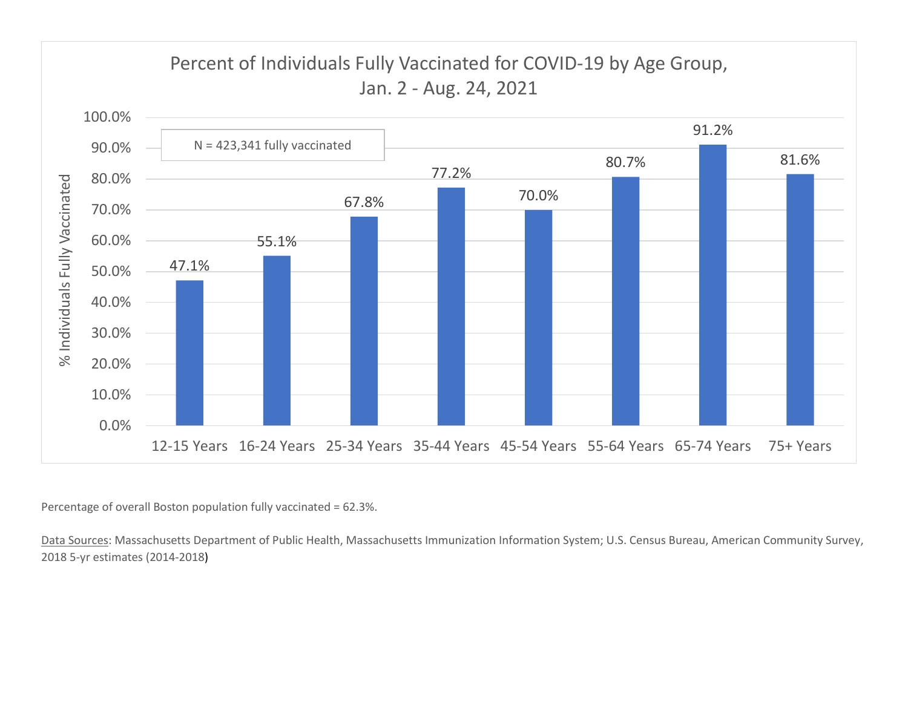## Percent of Individuals Fully Vaccinated for COVID-19 by Age Group, Jan. 2 - Aug. 24, 2021

N = 423,341 fully vaccinated

| Age Group | % Individuals Fully Vaccinated |
|---|---|
| 12-15 Years | 47.1% |
| 16-24 Years | 55.1% |
| 25-34 Years | 67.8% |
| 35-44 Years | 77.2% |
| 45-54 Years | 70.0% |
| 55-64 Years | 80.7% |
| 65-74 Years | 91.2% |
| 75+ Years | 81.6% |

Percentage of overall Boston population fully vaccinated = 62.3%.

Data Sources: Massachusetts Department of Public Health, Massachusetts Immunization Information System; U.S. Census Bureau, American Community Survey, 2018 5-yr estimates (2014-2018)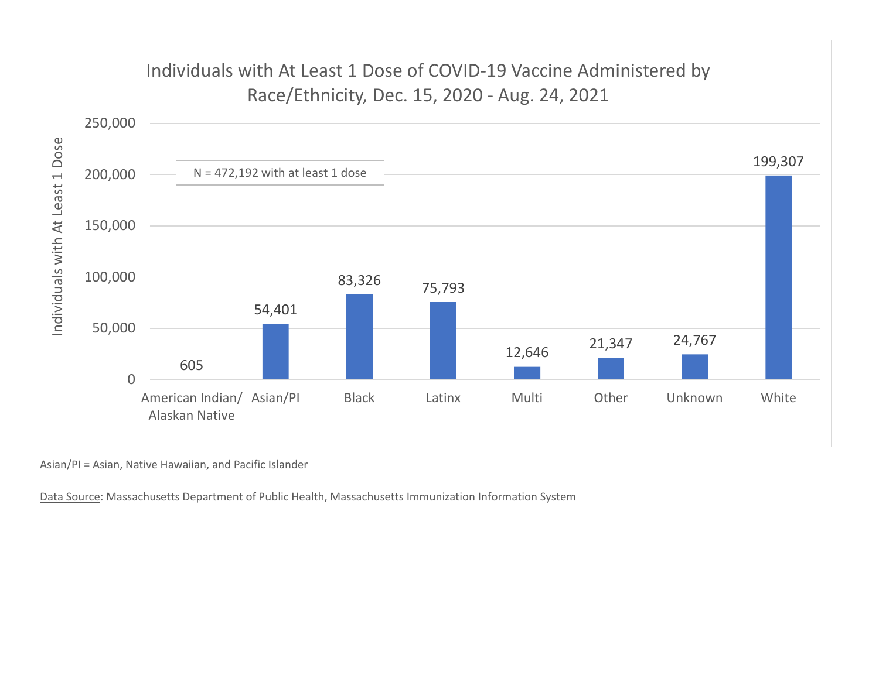## Individuals with At Least 1 Dose of COVID-19 Vaccine Administered by Race/Ethnicity, Dec. 15, 2020 - Aug. 24, 2021

N = 472,192 with at least 1 dose

| Race/Ethnicity | Individuals with At Least 1 Dose |
| --- | --- |
| American Indian/ Alaskan Native | 605 |
| Asian/PI | 54,401 |
| Black | 83,326 |
| Latinx | 75,793 |
| Multi | 12,646 |
| Other | 21,347 |
| Unknown | 24,767 |
| White | 199,307 |

Asian/PI = Asian, Native Hawaiian, and Pacific Islander

Data Source: Massachusetts Department of Public Health, Massachusetts Immunization Information System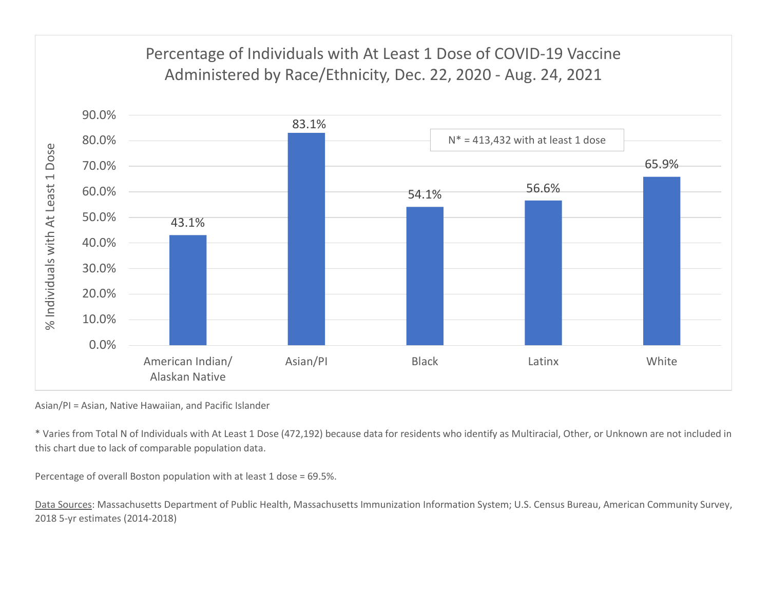## Percentage of Individuals with At Least 1 Dose of COVID-19 Vaccine Administered by Race/Ethnicity, Dec. 22, 2020 - Aug. 24, 2021

| Race/Ethnicity | % Individuals with At Least 1 Dose |
| --- | --- |
| American Indian/ Alaskan Native | 43.1% |
| Asian/PI | 83.1% |
| Black | 54.1% |
| Latinx | 56.6% |
| White | 65.9% |

N* = 413,432 with at least 1 dose

Asian/PI = Asian, Native Hawaiian, and Pacific Islander

* Varies from Total N of Individuals with At Least 1 Dose (472,192) because data for residents who identify as Multiracial, Other, or Unknown are not included in this chart due to lack of comparable population data.

Percentage of overall Boston population with at least 1 dose = 69.5%.

Data Sources: Massachusetts Department of Public Health, Massachusetts Immunization Information System; U.S. Census Bureau, American Community Survey, 2018 5-yr estimates (2014-2018)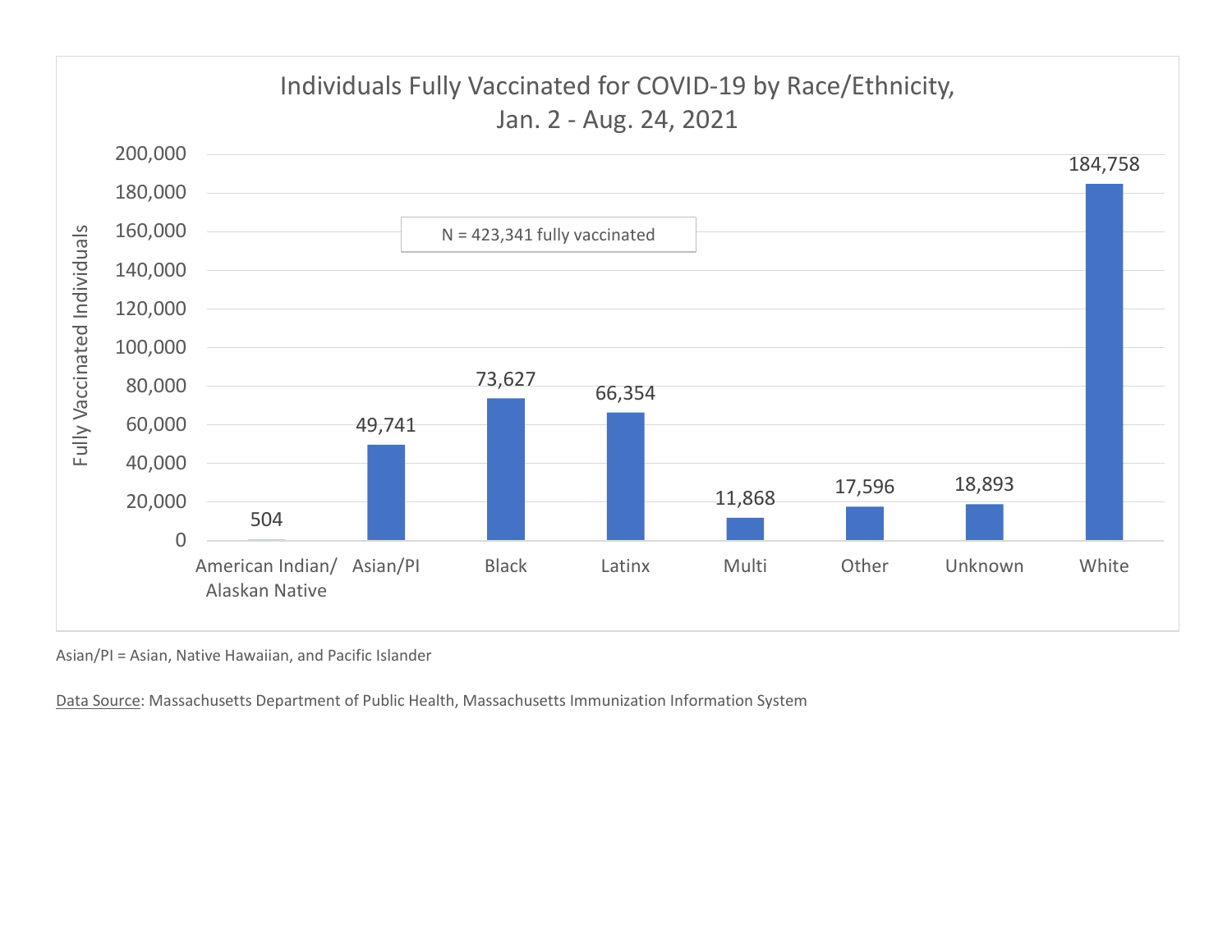## Individuals Fully Vaccinated for COVID-19 by Race/Ethnicity, Jan. 2 - Aug. 24, 2021

N = 423,341 fully vaccinated

| Race/Ethnicity | Fully Vaccinated Individuals |
|---|---|
| American Indian/ Alaskan Native | 504 |
| Asian/PI | 49,741 |
| Black | 73,627 |
| Latinx | 66,354 |
| Multi | 11,868 |
| Other | 17,596 |
| Unknown | 18,893 |
| White | 184,758 |

Asian/PI = Asian, Native Hawaiian, and Pacific Islander

Data Source: Massachusetts Department of Public Health, Massachusetts Immunization Information System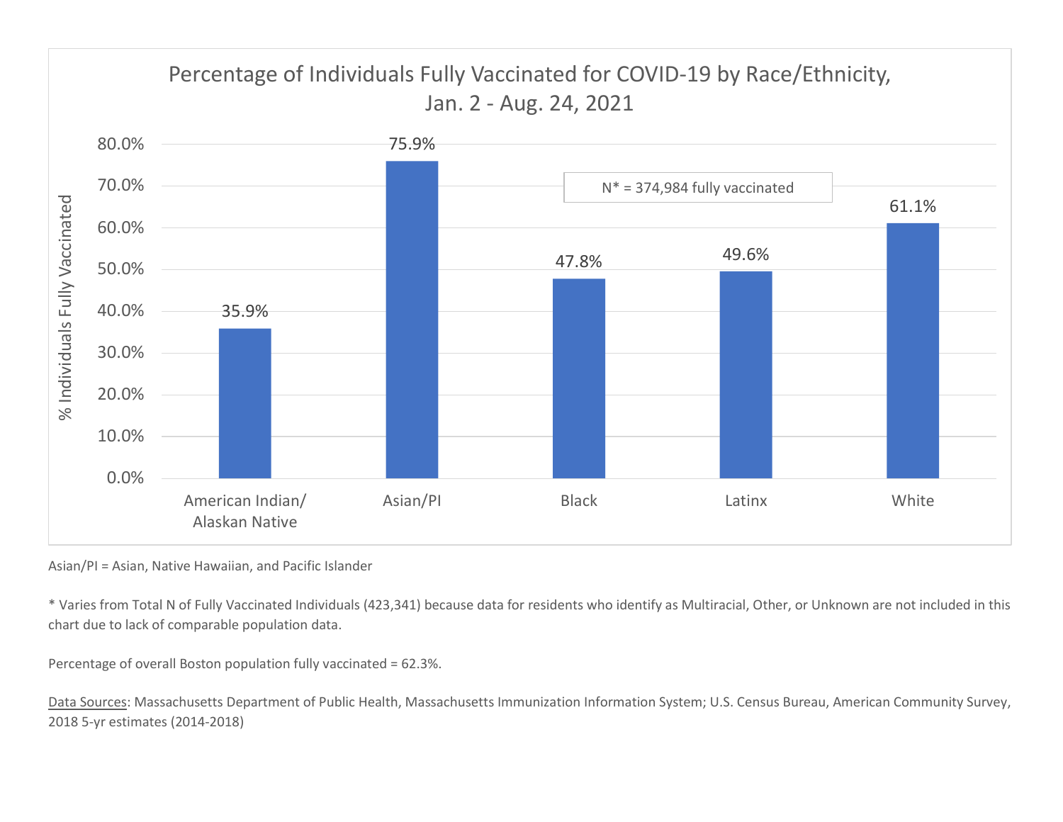## Percentage of Individuals Fully Vaccinated for COVID-19 by Race/Ethnicity, Jan. 2 - Aug. 24, 2021

N* = 374,984 fully vaccinated

| Race/Ethnicity | % Individuals Fully Vaccinated |
| --- | --- |
| American Indian/ Alaskan Native | 35.9% |
| Asian/PI | 75.9% |
| Black | 47.8% |
| Latinx | 49.6% |
| White | 61.1% |

Asian/PI = Asian, Native Hawaiian, and Pacific Islander

* Varies from Total N of Fully Vaccinated Individuals (423,341) because data for residents who identify as Multiracial, Other, or Unknown are not included in this chart due to lack of comparable population data.

Percentage of overall Boston population fully vaccinated = 62.3%.

Data Sources: Massachusetts Department of Public Health, Massachusetts Immunization Information System; U.S. Census Bureau, American Community Survey, 2018 5-yr estimates (2014-2018)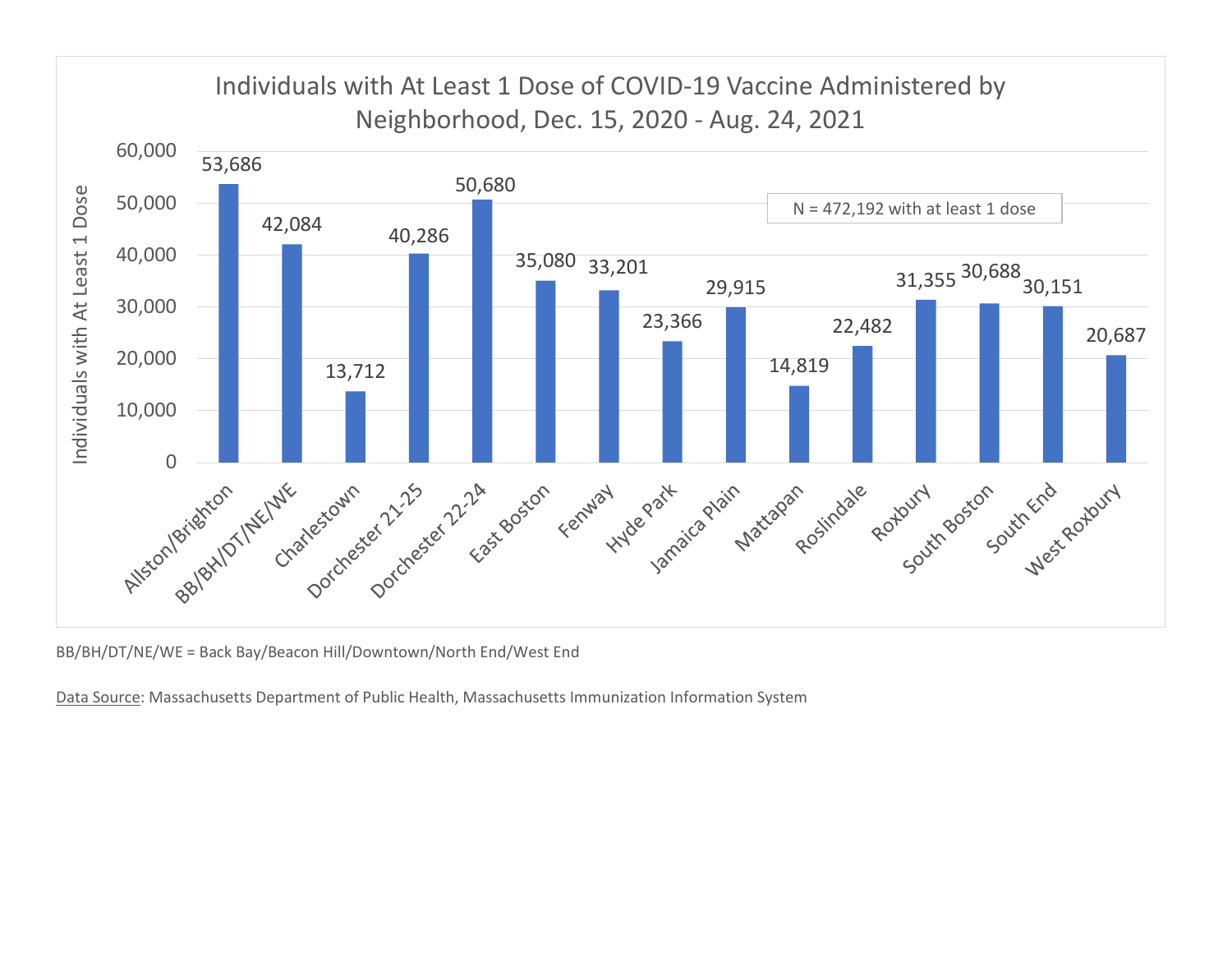## Individuals with At Least 1 Dose of COVID-19 Vaccine Administered by Neighborhood, Dec. 15, 2020 - Aug. 24, 2021

N = 472,192 with at least 1 dose

| Neighborhood | Individuals with At Least 1 Dose |
|---|---|
| Allston/Brighton | 53,686 |
| BB/BH/DT/NE/WE | 42,084 |
| Charlestown | 13,712 |
| Dorchester 21-25 | 40,286 |
| Dorchester 22-24 | 50,680 |
| East Boston | 35,080 |
| Fenway | 33,201 |
| Hyde Park | 23,366 |
| Jamaica Plain | 29,915 |
| Mattapan | 14,819 |
| Roslindale | 22,482 |
| Roxbury | 31,355 |
| South Boston | 30,688 |
| South End | 30,151 |
| West Roxbury | 20,687 |

BB/BH/DT/NE/WE = Back Bay/Beacon Hill/Downtown/North End/West End

Data Source: Massachusetts Department of Public Health, Massachusetts Immunization Information System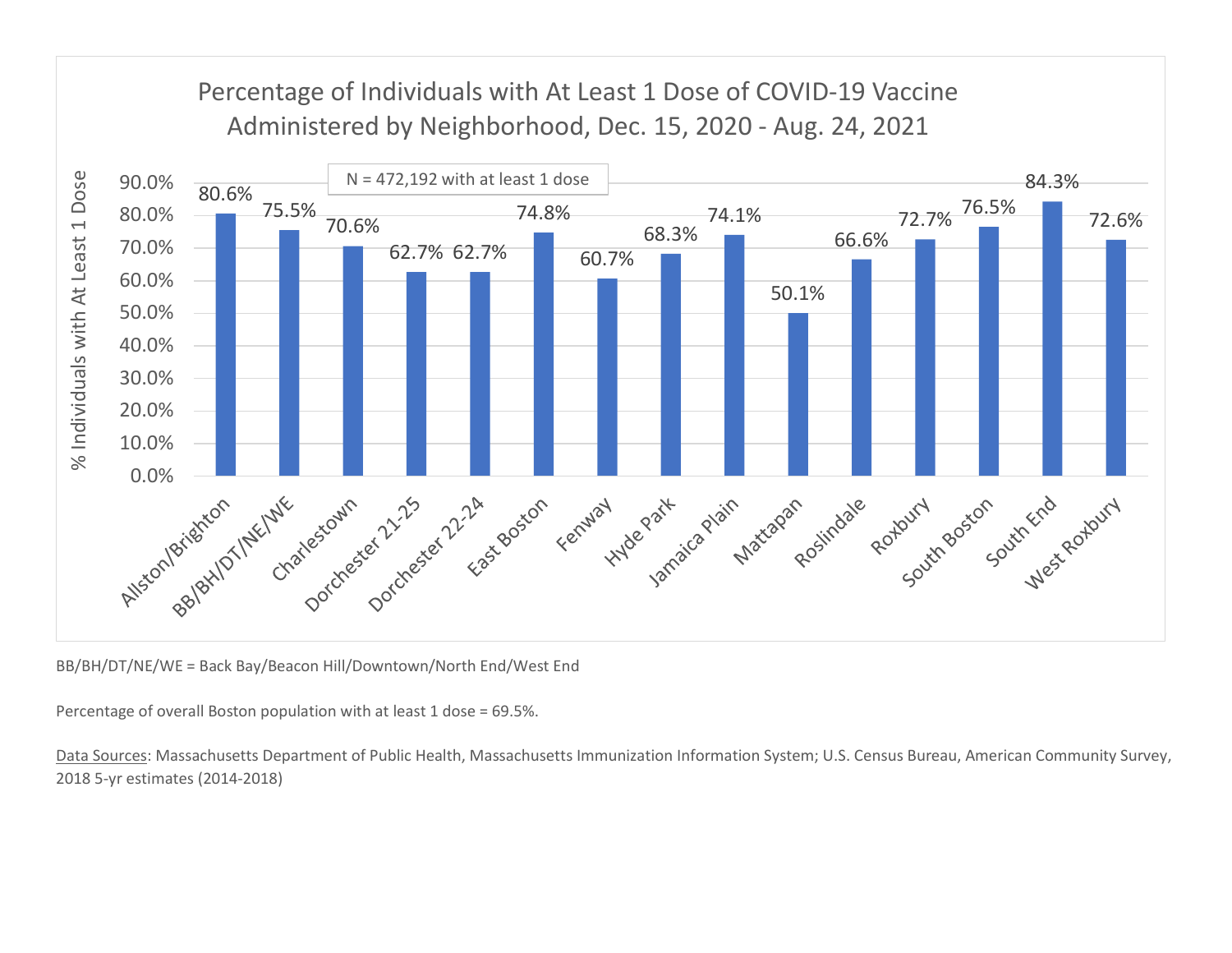## Percentage of Individuals with At Least 1 Dose of COVID-19 Vaccine Administered by Neighborhood, Dec. 15, 2020 - Aug. 24, 2021

N = 472,192 with at least 1 dose

| Neighborhood | % Individuals with At Least 1 Dose |
|---|---|
| Allston/Brighton | 80.6% |
| BB/BH/DT/NE/WE | 75.5% |
| Charlestown | 70.6% |
| Dorchester 21-25 | 62.7% |
| Dorchester 22-24 | 62.7% |
| East Boston | 74.8% |
| Fenway | 60.7% |
| Hyde Park | 68.3% |
| Jamaica Plain | 74.1% |
| Mattapan | 50.1% |
| Roslindale | 66.6% |
| Roxbury | 72.7% |
| South Boston | 76.5% |
| South End | 84.3% |
| West Roxbury | 72.6% |

BB/BH/DT/NE/WE = Back Bay/Beacon Hill/Downtown/North End/West End

Percentage of overall Boston population with at least 1 dose = 69.5%.

Data Sources: Massachusetts Department of Public Health, Massachusetts Immunization Information System; U.S. Census Bureau, American Community Survey, 2018 5-yr estimates (2014-2018)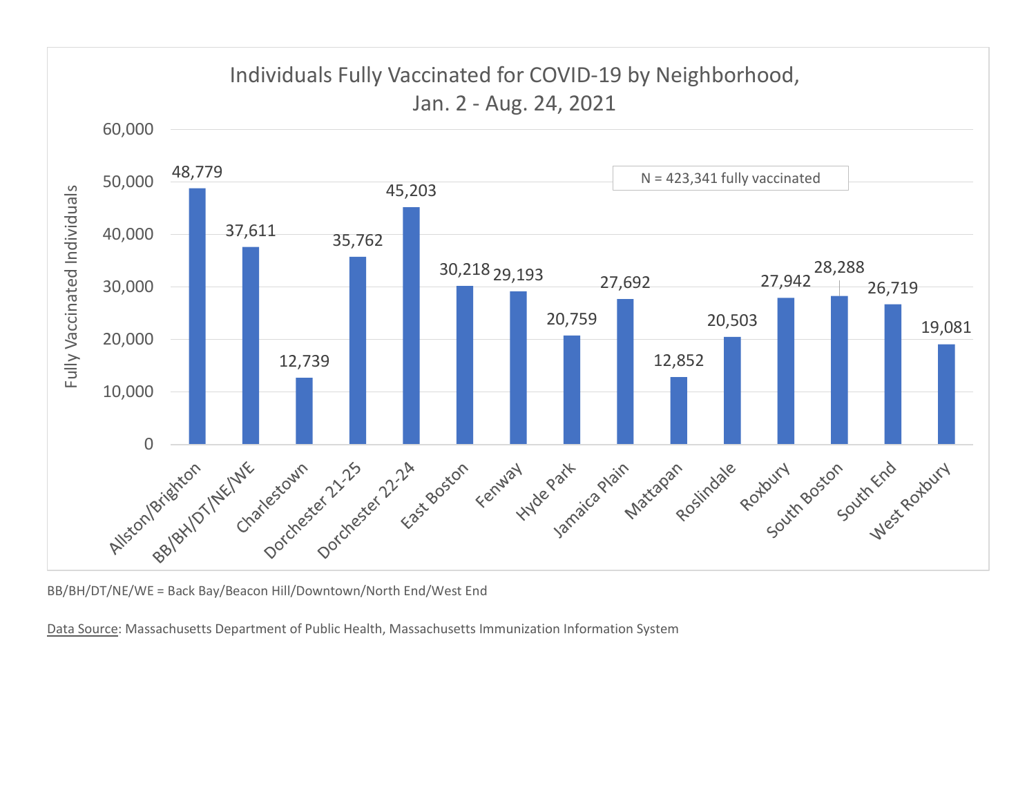## Individuals Fully Vaccinated for COVID-19 by Neighborhood, Jan. 2 - Aug. 24, 2021

N = 423,341 fully vaccinated

| Neighborhood | Fully Vaccinated Individuals |
|---|---|
| Allston/Brighton | 48,779 |
| BB/BH/DT/NE/WE | 37,611 |
| Charlestown | 12,739 |
| Dorchester 21-25 | 35,762 |
| Dorchester 22-24 | 45,203 |
| East Boston | 30,218 |
| Fenway | 29,193 |
| Hyde Park | 20,759 |
| Jamaica Plain | 27,692 |
| Mattapan | 12,852 |
| Roslindale | 20,503 |
| Roxbury | 27,942 |
| South Boston | 28,288 |
| South End | 26,719 |
| West Roxbury | 19,081 |

BB/BH/DT/NE/WE = Back Bay/Beacon Hill/Downtown/North End/West End

Data Source: Massachusetts Department of Public Health, Massachusetts Immunization Information System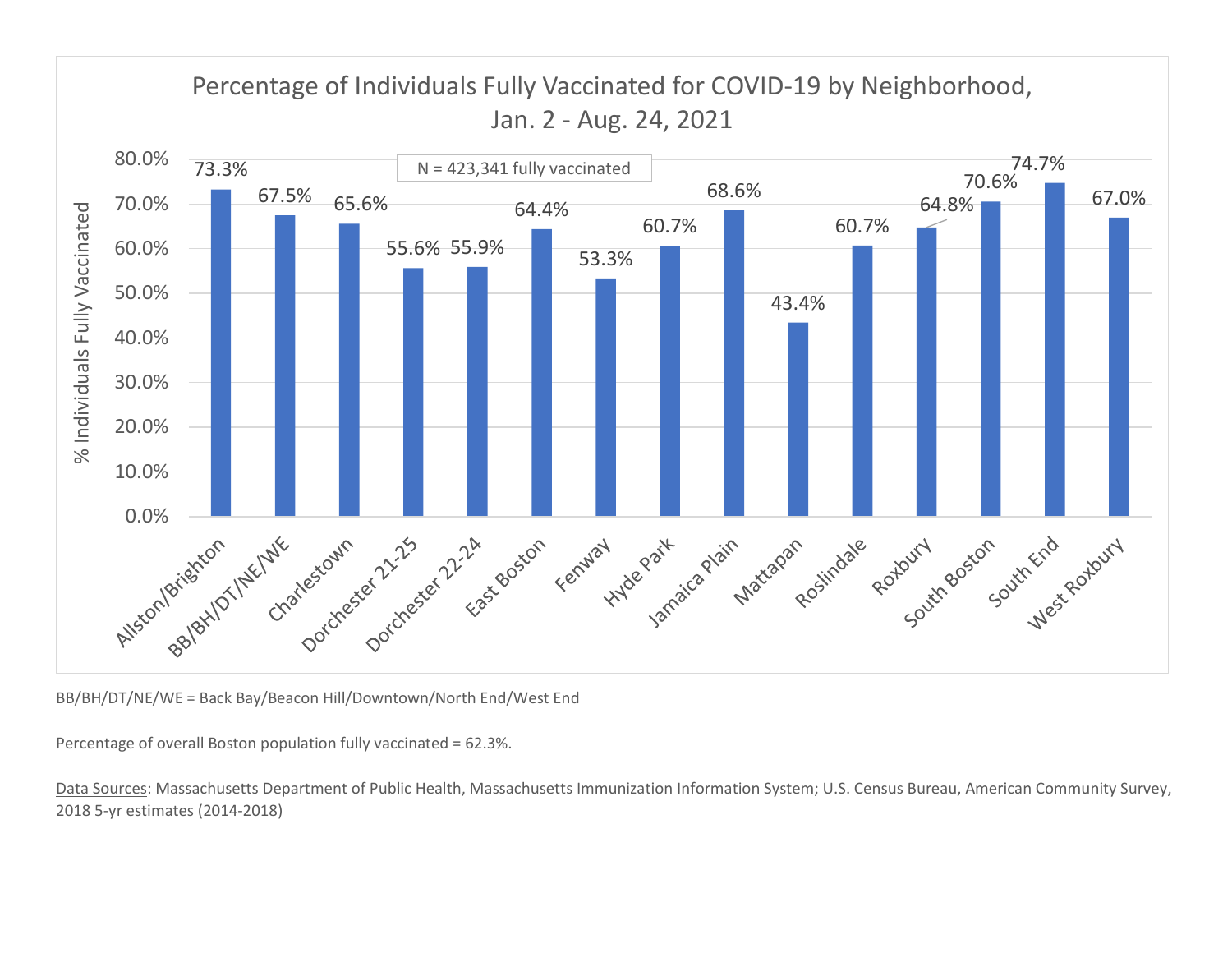## Percentage of Individuals Fully Vaccinated for COVID-19 by Neighborhood, Jan. 2 - Aug. 24, 2021

N = 423,341 fully vaccinated

| Neighborhood | % Individuals Fully Vaccinated |
|---|---|
| Allston/Brighton | 73.3% |
| BB/BH/DT/NE/WE | 67.5% |
| Charlestown | 65.6% |
| Dorchester 21-25 | 55.6% |
| Dorchester 22-24 | 55.9% |
| East Boston | 64.4% |
| Fenway | 53.3% |
| Hyde Park | 60.7% |
| Jamaica Plain | 68.6% |
| Mattapan | 43.4% |
| Roslindale | 60.7% |
| Roxbury | 64.8% |
| South Boston | 70.6% |
| South End | 74.7% |
| West Roxbury | 67.0% |

BB/BH/DT/NE/WE = Back Bay/Beacon Hill/Downtown/North End/West End

Percentage of overall Boston population fully vaccinated = 62.3%.

Data Sources: Massachusetts Department of Public Health, Massachusetts Immunization Information System; U.S. Census Bureau, American Community Survey, 2018 5-yr estimates (2014-2018)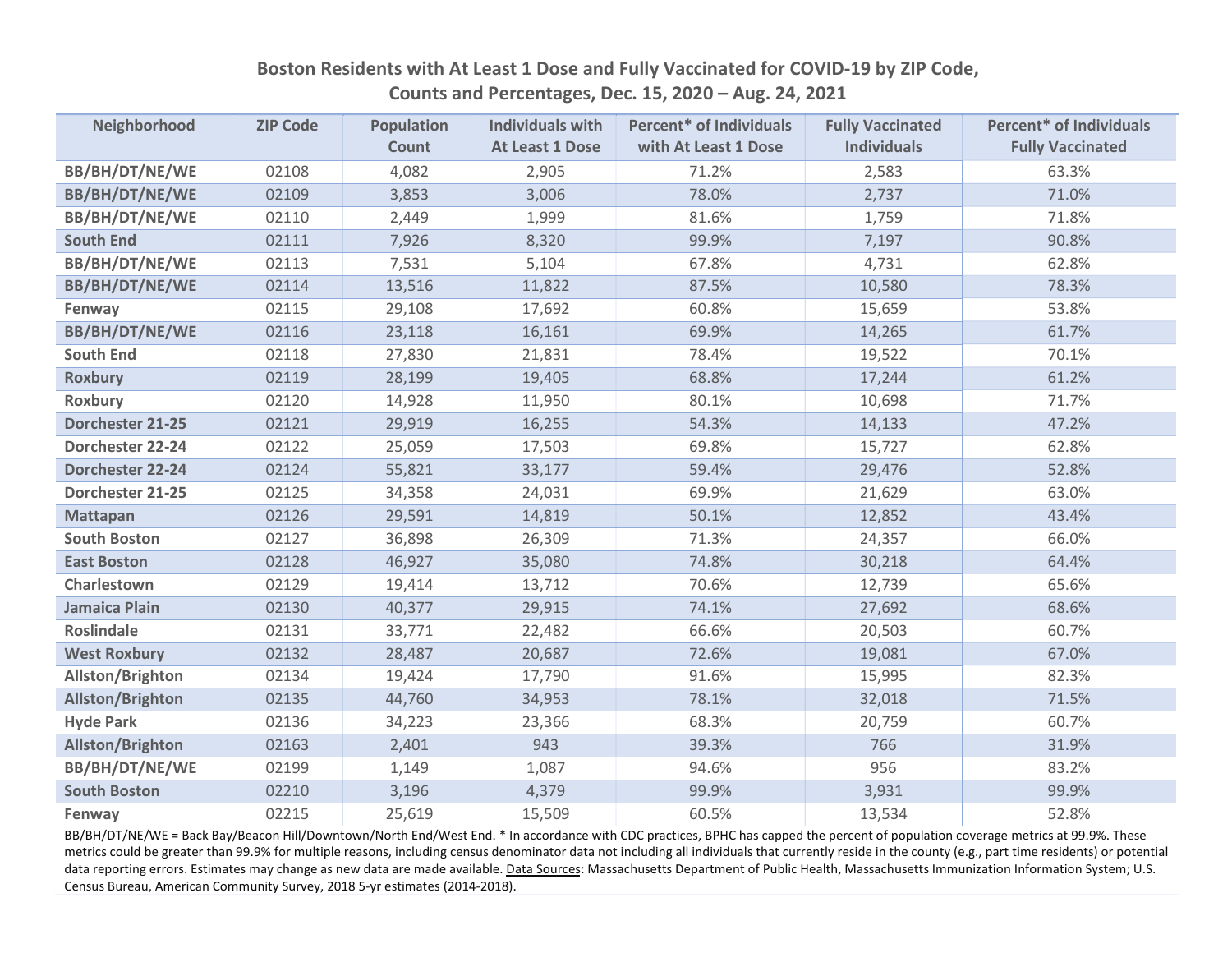## Boston Residents with At Least 1 Dose and Fully Vaccinated for COVID-19 by ZIP Code, Counts and Percentages, Dec. 15, 2020 – Aug. 24, 2021

| Neighborhood | ZIP Code | Population Count | Individuals with At Least 1 Dose | Percent* of Individuals with At Least 1 Dose | Fully Vaccinated Individuals | Percent* of Individuals Fully Vaccinated |
|---|---|---|---|---|---|---|
| **BB/BH/DT/NE/WE** | 02108 | 4,082 | 2,905 | 71.2% | 2,583 | 63.3% |
| **BB/BH/DT/NE/WE** | 02109 | 3,853 | 3,006 | 78.0% | 2,737 | 71.0% |
| **BB/BH/DT/NE/WE** | 02110 | 2,449 | 1,999 | 81.6% | 1,759 | 71.8% |
| **South End** | 02111 | 7,926 | 8,320 | 99.9% | 7,197 | 90.8% |
| **BB/BH/DT/NE/WE** | 02113 | 7,531 | 5,104 | 67.8% | 4,731 | 62.8% |
| **BB/BH/DT/NE/WE** | 02114 | 13,516 | 11,822 | 87.5% | 10,580 | 78.3% |
| **Fenway** | 02115 | 29,108 | 17,692 | 60.8% | 15,659 | 53.8% |
| **BB/BH/DT/NE/WE** | 02116 | 23,118 | 16,161 | 69.9% | 14,265 | 61.7% |
| **South End** | 02118 | 27,830 | 21,831 | 78.4% | 19,522 | 70.1% |
| **Roxbury** | 02119 | 28,199 | 19,405 | 68.8% | 17,244 | 61.2% |
| **Roxbury** | 02120 | 14,928 | 11,950 | 80.1% | 10,698 | 71.7% |
| **Dorchester 21-25** | 02121 | 29,919 | 16,255 | 54.3% | 14,133 | 47.2% |
| **Dorchester 22-24** | 02122 | 25,059 | 17,503 | 69.8% | 15,727 | 62.8% |
| **Dorchester 22-24** | 02124 | 55,821 | 33,177 | 59.4% | 29,476 | 52.8% |
| **Dorchester 21-25** | 02125 | 34,358 | 24,031 | 69.9% | 21,629 | 63.0% |
| **Mattapan** | 02126 | 29,591 | 14,819 | 50.1% | 12,852 | 43.4% |
| **South Boston** | 02127 | 36,898 | 26,309 | 71.3% | 24,357 | 66.0% |
| **East Boston** | 02128 | 46,927 | 35,080 | 74.8% | 30,218 | 64.4% |
| **Charlestown** | 02129 | 19,414 | 13,712 | 70.6% | 12,739 | 65.6% |
| **Jamaica Plain** | 02130 | 40,377 | 29,915 | 74.1% | 27,692 | 68.6% |
| **Roslindale** | 02131 | 33,771 | 22,482 | 66.6% | 20,503 | 60.7% |
| **West Roxbury** | 02132 | 28,487 | 20,687 | 72.6% | 19,081 | 67.0% |
| **Allston/Brighton** | 02134 | 19,424 | 17,790 | 91.6% | 15,995 | 82.3% |
| **Allston/Brighton** | 02135 | 44,760 | 34,953 | 78.1% | 32,018 | 71.5% |
| **Hyde Park** | 02136 | 34,223 | 23,366 | 68.3% | 20,759 | 60.7% |
| **Allston/Brighton** | 02163 | 2,401 | 943 | 39.3% | 766 | 31.9% |
| **BB/BH/DT/NE/WE** | 02199 | 1,149 | 1,087 | 94.6% | 956 | 83.2% |
| **South Boston** | 02210 | 3,196 | 4,379 | 99.9% | 3,931 | 99.9% |
| **Fenway** | 02215 | 25,619 | 15,509 | 60.5% | 13,534 | 52.8% |

BB/BH/DT/NE/WE = Back Bay/Beacon Hill/Downtown/North End/West End. * In accordance with CDC practices, BPHC has capped the percent of population coverage metrics at 99.9%. These metrics could be greater than 99.9% for multiple reasons, including census denominator data not including all individuals that currently reside in the county (e.g., part time residents) or potential data reporting errors. Estimates may change as new data are made available. Data Sources: Massachusetts Department of Public Health, Massachusetts Immunization Information System; U.S. Census Bureau, American Community Survey, 2018 5-yr estimates (2014-2018).